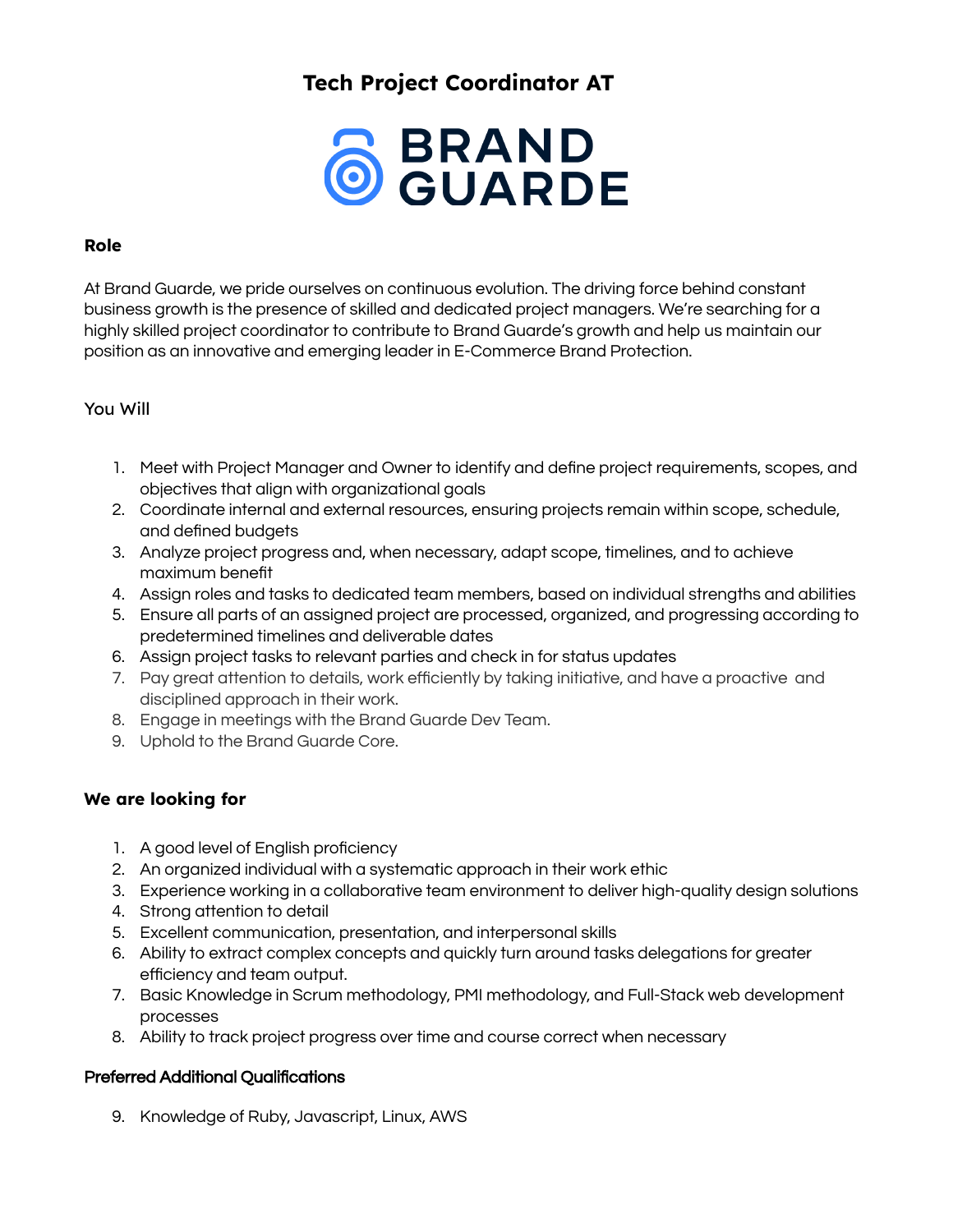# Tech Project Coordinator AT

BRAND GUARDE

## Role

At Brand Guarde, we pride ourselves on continuous evolution. The driving force behind constant business growth is the presence of skilled and dedicated project managers. We're searching for a highly skilled project coordinator to contribute to Brand Guarde's growth and help us maintain our position as an innovative and emerging leader in E-Commerce Brand Protection.

### You Will

1. Meet with Project Manager and Owner to identify and define project requirements, scopes, and objectives that align with organizational goals
2. Coordinate internal and external resources, ensuring projects remain within scope, schedule, and defined budgets
3. Analyze project progress and, when necessary, adapt scope, timelines, and to achieve maximum benefit
4. Assign roles and tasks to dedicated team members, based on individual strengths and abilities
5. Ensure all parts of an assigned project are processed, organized, and progressing according to predetermined timelines and deliverable dates
6. Assign project tasks to relevant parties and check in for status updates
7. Pay great attention to details, work efficiently by taking initiative, and have a proactive and disciplined approach in their work.
8. Engage in meetings with the Brand Guarde Dev Team.
9. Uphold to the Brand Guarde Core.

## We are looking for

1. A good level of English proficiency
2. An organized individual with a systematic approach in their work ethic
3. Experience working in a collaborative team environment to deliver high-quality design solutions
4. Strong attention to detail
5. Excellent communication, presentation, and interpersonal skills
6. Ability to extract complex concepts and quickly turn around tasks delegations for greater efficiency and team output.
7. Basic Knowledge in Scrum methodology, PMI methodology, and Full-Stack web development processes
8. Ability to track project progress over time and course correct when necessary

### Preferred Additional Qualifications

9. Knowledge of Ruby, Javascript, Linux, AWS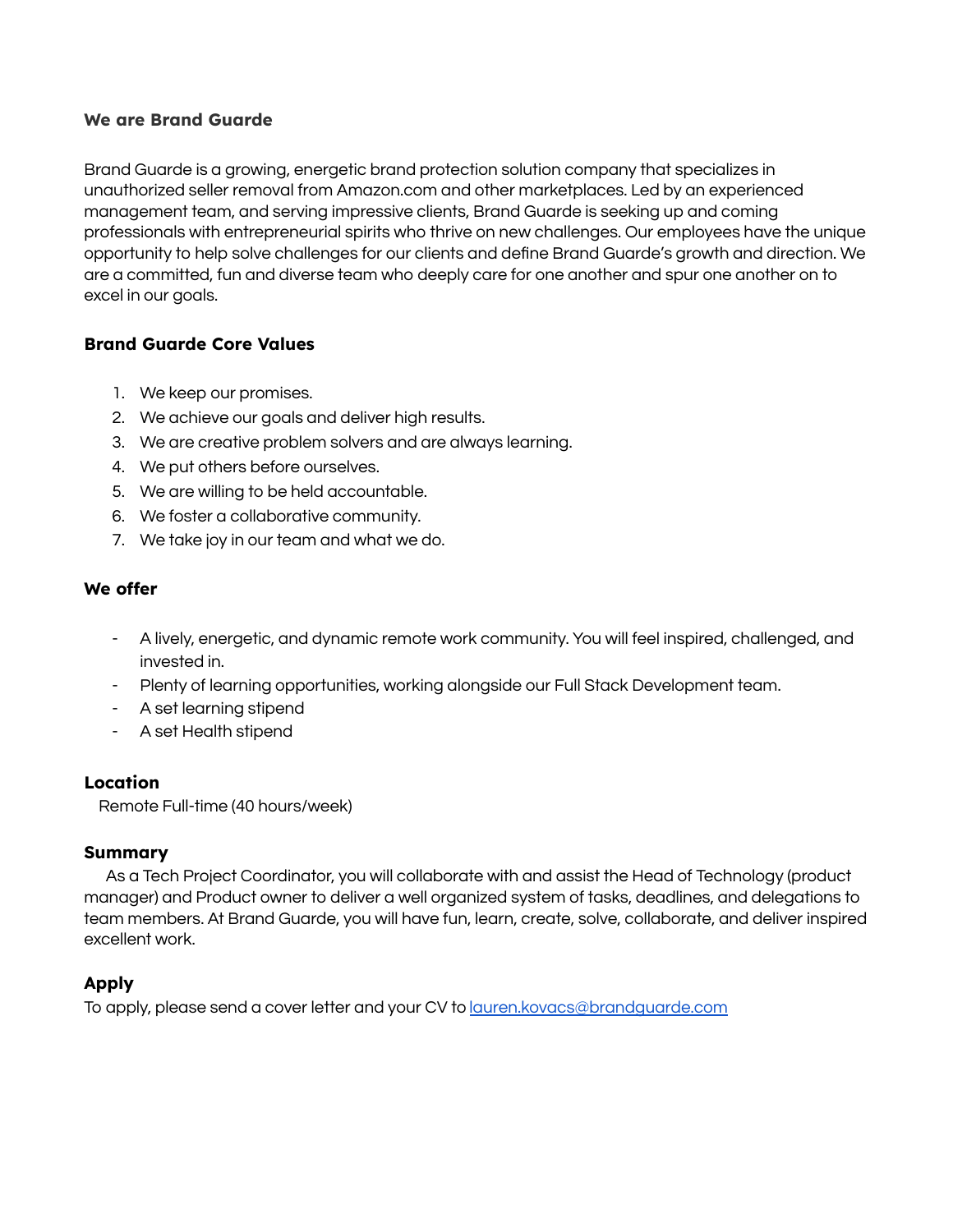### We are Brand Guarde

Brand Guarde is a growing, energetic brand protection solution company that specializes in unauthorized seller removal from Amazon.com and other marketplaces. Led by an experienced management team, and serving impressive clients, Brand Guarde is seeking up and coming professionals with entrepreneurial spirits who thrive on new challenges. Our employees have the unique opportunity to help solve challenges for our clients and define Brand Guarde's growth and direction. We are a committed, fun and diverse team who deeply care for one another and spur one another on to excel in our goals.

### Brand Guarde Core Values

1. We keep our promises.
2. We achieve our goals and deliver high results.
3. We are creative problem solvers and are always learning.
4. We put others before ourselves.
5. We are willing to be held accountable.
6. We foster a collaborative community.
7. We take joy in our team and what we do.

### We offer

- A lively, energetic, and dynamic remote work community. You will feel inspired, challenged, and invested in.
- Plenty of learning opportunities, working alongside our Full Stack Development team.
- A set learning stipend
- A set Health stipend

### Location

Remote Full-time (40 hours/week)

### Summary

As a Tech Project Coordinator, you will collaborate with and assist the Head of Technology (product manager) and Product owner to deliver a well organized system of tasks, deadlines, and delegations to team members. At Brand Guarde, you will have fun, learn, create, solve, collaborate, and deliver inspired excellent work.

### Apply

To apply, please send a cover letter and your CV to [lauren.kovacs@brandguarde.com](mailto:lauren.kovacs@brandguarde.com)